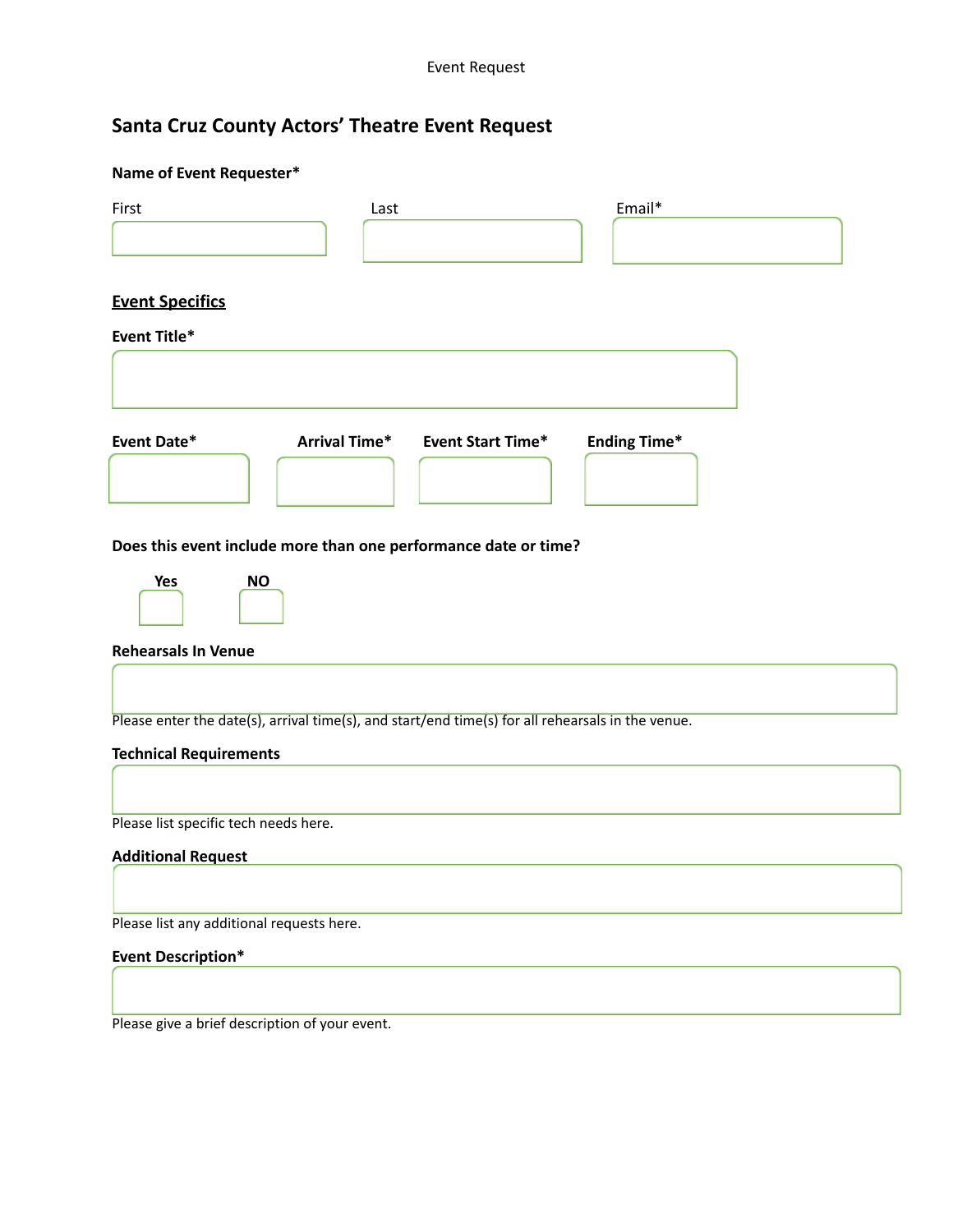# Santa Cruz County Actors' Theatre Event Request

**Name of Event Requester***

First

Last

Email*

## <u>Event Specifics</u>

**Event Title***

**Event Date*** **Arrival Time*** **Event Start Time*** **Ending Time***

**Does this event include more than one performance date or time?**

**Yes** **NO**

**Rehearsals In Venue**

Please enter the date(s), arrival time(s), and start/end time(s) for all rehearsals in the venue.

**Technical Requirements**

Please list specific tech needs here.

**Additional Request**

Please list any additional requests here.

**Event Description***

Please give a brief description of your event.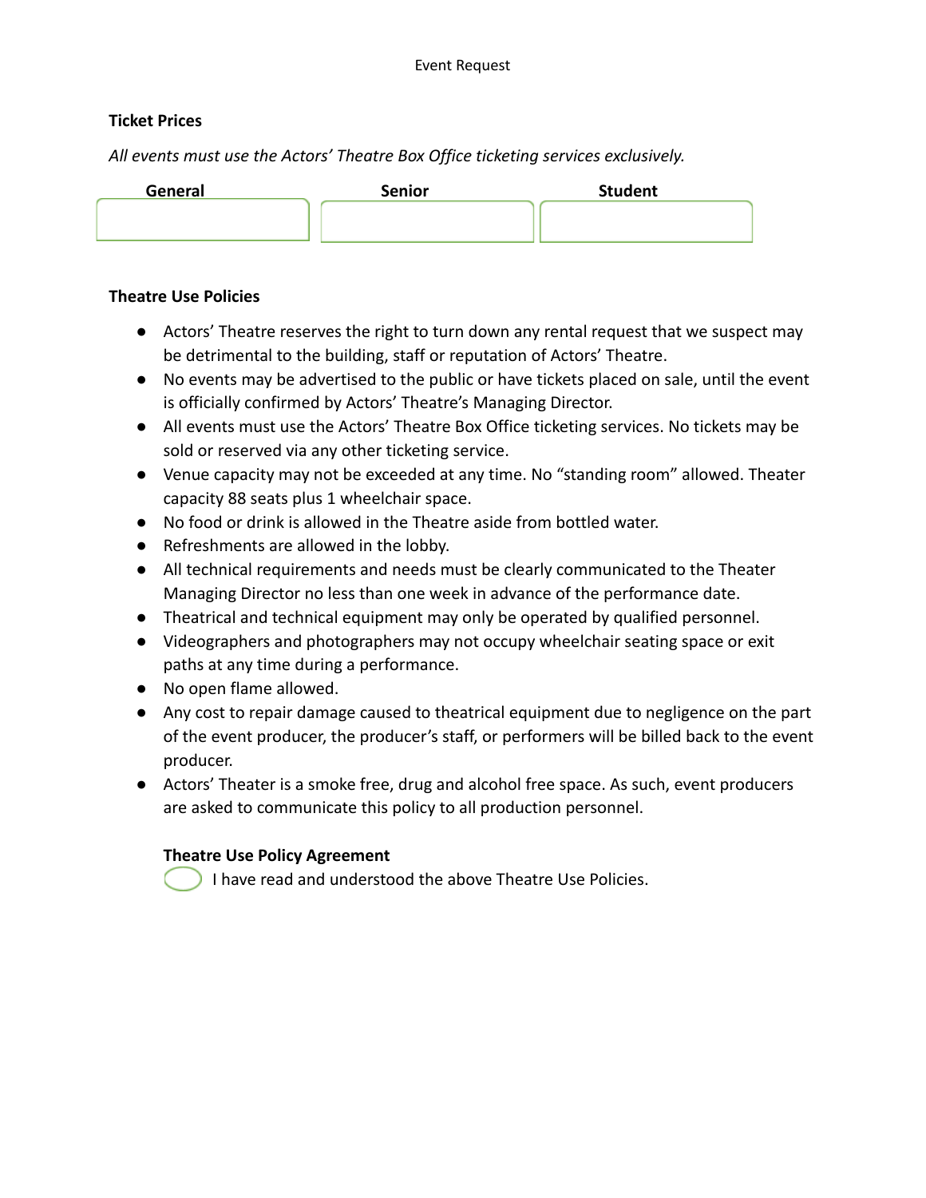**Ticket Prices**

*All events must use the Actors' Theatre Box Office ticketing services exclusively.*

| General | Senior | Student |
| --- | --- | --- |
| | | |

**Theatre Use Policies**

- Actors' Theatre reserves the right to turn down any rental request that we suspect may be detrimental to the building, staff or reputation of Actors' Theatre.
- No events may be advertised to the public or have tickets placed on sale, until the event is officially confirmed by Actors' Theatre's Managing Director.
- All events must use the Actors' Theatre Box Office ticketing services. No tickets may be sold or reserved via any other ticketing service.
- Venue capacity may not be exceeded at any time. No "standing room" allowed. Theater capacity 88 seats plus 1 wheelchair space.
- No food or drink is allowed in the Theatre aside from bottled water.
- Refreshments are allowed in the lobby.
- All technical requirements and needs must be clearly communicated to the Theater Managing Director no less than one week in advance of the performance date.
- Theatrical and technical equipment may only be operated by qualified personnel.
- Videographers and photographers may not occupy wheelchair seating space or exit paths at any time during a performance.
- No open flame allowed.
- Any cost to repair damage caused to theatrical equipment due to negligence on the part of the event producer, the producer's staff, or performers will be billed back to the event producer.
- Actors' Theater is a smoke free, drug and alcohol free space. As such, event producers are asked to communicate this policy to all production personnel.

**Theatre Use Policy Agreement**

☐ I have read and understood the above Theatre Use Policies.